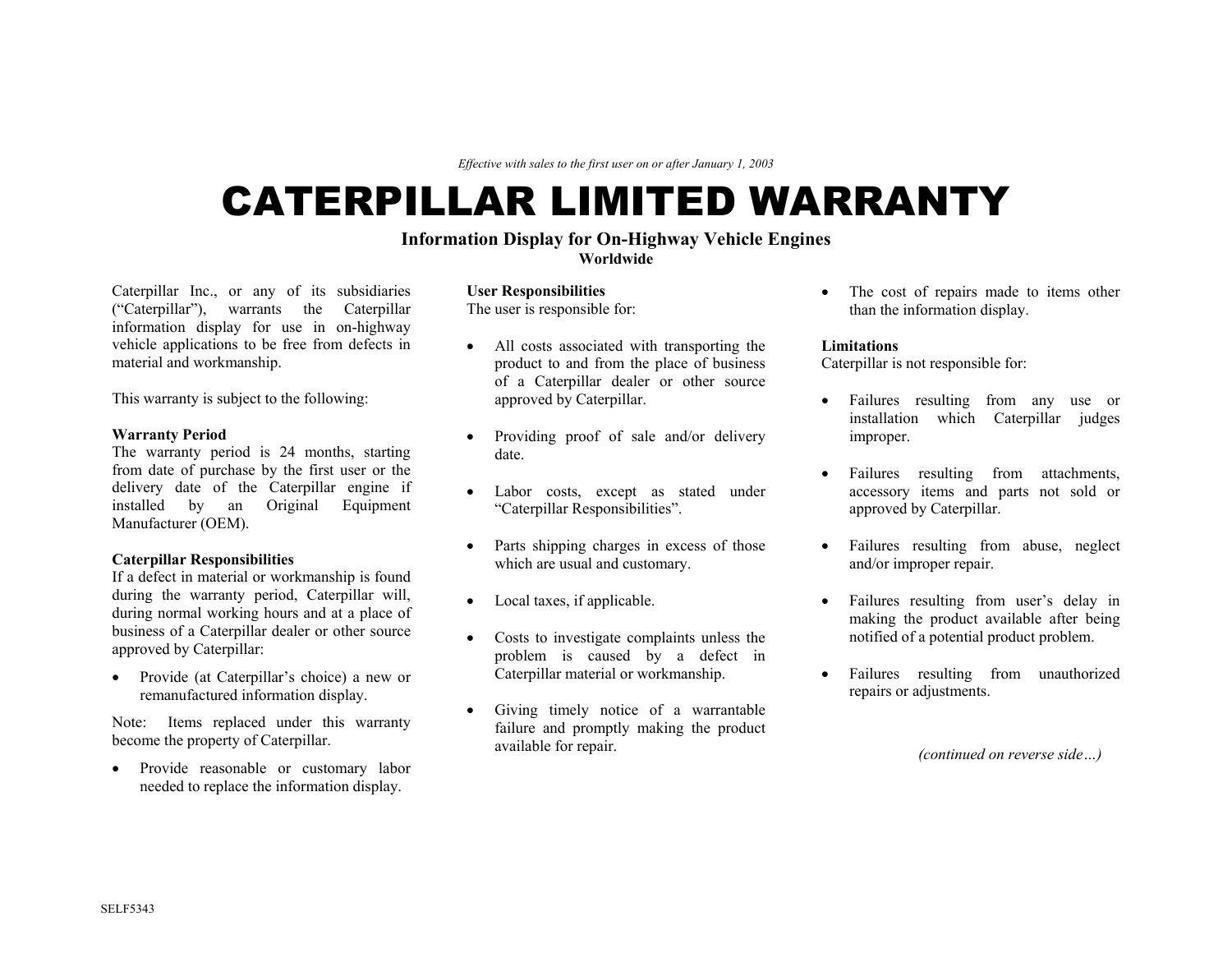*Effective with sales to the first user on or after January 1, 2003*

# CATERPILLAR LIMITED WARRANTY

## Information Display for On-Highway Vehicle Engines

**Worldwide**

Caterpillar Inc., or any of its subsidiaries ("Caterpillar"), warrants the Caterpillar information display for use in on-highway vehicle applications to be free from defects in material and workmanship.

This warranty is subject to the following:

**Warranty Period**
The warranty period is 24 months, starting from date of purchase by the first user or the delivery date of the Caterpillar engine if installed by an Original Equipment Manufacturer (OEM).

**Caterpillar Responsibilities**
If a defect in material or workmanship is found during the warranty period, Caterpillar will, during normal working hours and at a place of business of a Caterpillar dealer or other source approved by Caterpillar:

- Provide (at Caterpillar's choice) a new or remanufactured information display.

Note: Items replaced under this warranty become the property of Caterpillar.

- Provide reasonable or customary labor needed to replace the information display.

**User Responsibilities**
The user is responsible for:

- All costs associated with transporting the product to and from the place of business of a Caterpillar dealer or other source approved by Caterpillar.
- Providing proof of sale and/or delivery date.
- Labor costs, except as stated under "Caterpillar Responsibilities".
- Parts shipping charges in excess of those which are usual and customary.
- Local taxes, if applicable.
- Costs to investigate complaints unless the problem is caused by a defect in Caterpillar material or workmanship.
- Giving timely notice of a warrantable failure and promptly making the product available for repair.
- The cost of repairs made to items other than the information display.

**Limitations**
Caterpillar is not responsible for:

- Failures resulting from any use or installation which Caterpillar judges improper.
- Failures resulting from attachments, accessory items and parts not sold or approved by Caterpillar.
- Failures resulting from abuse, neglect and/or improper repair.
- Failures resulting from user's delay in making the product available after being notified of a potential product problem.
- Failures resulting from unauthorized repairs or adjustments.

*(continued on reverse side…)*

SELF5343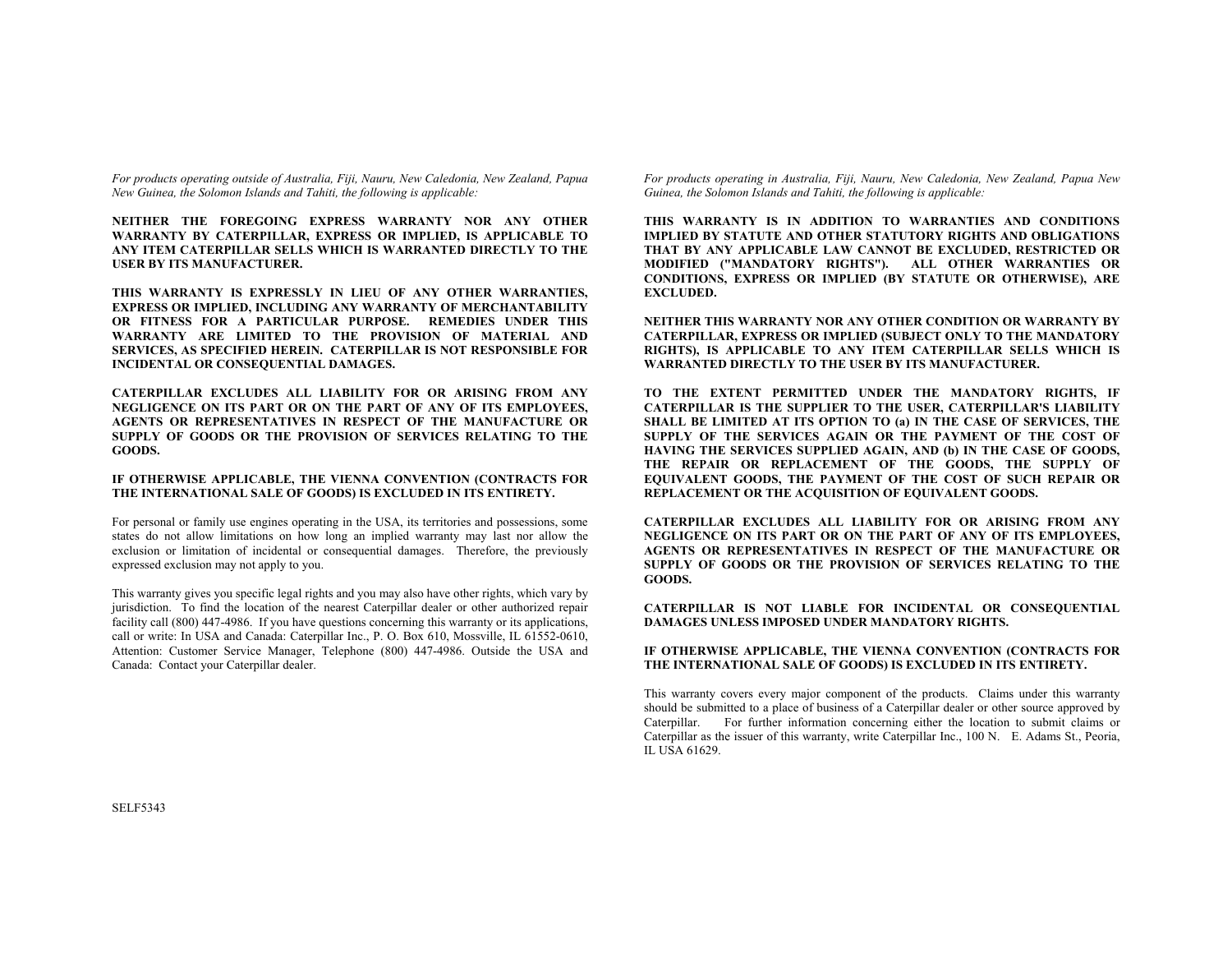*For products operating outside of Australia, Fiji, Nauru, New Caledonia, New Zealand, Papua New Guinea, the Solomon Islands and Tahiti, the following is applicable:*

**NEITHER THE FOREGOING EXPRESS WARRANTY NOR ANY OTHER WARRANTY BY CATERPILLAR, EXPRESS OR IMPLIED, IS APPLICABLE TO ANY ITEM CATERPILLAR SELLS WHICH IS WARRANTED DIRECTLY TO THE USER BY ITS MANUFACTURER.**

**THIS WARRANTY IS EXPRESSLY IN LIEU OF ANY OTHER WARRANTIES, EXPRESS OR IMPLIED, INCLUDING ANY WARRANTY OF MERCHANTABILITY OR FITNESS FOR A PARTICULAR PURPOSE. REMEDIES UNDER THIS WARRANTY ARE LIMITED TO THE PROVISION OF MATERIAL AND SERVICES, AS SPECIFIED HEREIN. CATERPILLAR IS NOT RESPONSIBLE FOR INCIDENTAL OR CONSEQUENTIAL DAMAGES.**

**CATERPILLAR EXCLUDES ALL LIABILITY FOR OR ARISING FROM ANY NEGLIGENCE ON ITS PART OR ON THE PART OF ANY OF ITS EMPLOYEES, AGENTS OR REPRESENTATIVES IN RESPECT OF THE MANUFACTURE OR SUPPLY OF GOODS OR THE PROVISION OF SERVICES RELATING TO THE GOODS.**

**IF OTHERWISE APPLICABLE, THE VIENNA CONVENTION (CONTRACTS FOR THE INTERNATIONAL SALE OF GOODS) IS EXCLUDED IN ITS ENTIRETY.**

For personal or family use engines operating in the USA, its territories and possessions, some states do not allow limitations on how long an implied warranty may last nor allow the exclusion or limitation of incidental or consequential damages. Therefore, the previously expressed exclusion may not apply to you.

This warranty gives you specific legal rights and you may also have other rights, which vary by jurisdiction. To find the location of the nearest Caterpillar dealer or other authorized repair facility call (800) 447-4986. If you have questions concerning this warranty or its applications, call or write: In USA and Canada: Caterpillar Inc., P. O. Box 610, Mossville, IL 61552-0610, Attention: Customer Service Manager, Telephone (800) 447-4986. Outside the USA and Canada: Contact your Caterpillar dealer.

*For products operating in Australia, Fiji, Nauru, New Caledonia, New Zealand, Papua New Guinea, the Solomon Islands and Tahiti, the following is applicable:*

**THIS WARRANTY IS IN ADDITION TO WARRANTIES AND CONDITIONS IMPLIED BY STATUTE AND OTHER STATUTORY RIGHTS AND OBLIGATIONS THAT BY ANY APPLICABLE LAW CANNOT BE EXCLUDED, RESTRICTED OR MODIFIED ("MANDATORY RIGHTS"). ALL OTHER WARRANTIES OR CONDITIONS, EXPRESS OR IMPLIED (BY STATUTE OR OTHERWISE), ARE EXCLUDED.**

**NEITHER THIS WARRANTY NOR ANY OTHER CONDITION OR WARRANTY BY CATERPILLAR, EXPRESS OR IMPLIED (SUBJECT ONLY TO THE MANDATORY RIGHTS), IS APPLICABLE TO ANY ITEM CATERPILLAR SELLS WHICH IS WARRANTED DIRECTLY TO THE USER BY ITS MANUFACTURER.**

**TO THE EXTENT PERMITTED UNDER THE MANDATORY RIGHTS, IF CATERPILLAR IS THE SUPPLIER TO THE USER, CATERPILLAR'S LIABILITY SHALL BE LIMITED AT ITS OPTION TO (a) IN THE CASE OF SERVICES, THE SUPPLY OF THE SERVICES AGAIN OR THE PAYMENT OF THE COST OF HAVING THE SERVICES SUPPLIED AGAIN, AND (b) IN THE CASE OF GOODS, THE REPAIR OR REPLACEMENT OF THE GOODS, THE SUPPLY OF EQUIVALENT GOODS, THE PAYMENT OF THE COST OF SUCH REPAIR OR REPLACEMENT OR THE ACQUISITION OF EQUIVALENT GOODS.**

**CATERPILLAR EXCLUDES ALL LIABILITY FOR OR ARISING FROM ANY NEGLIGENCE ON ITS PART OR ON THE PART OF ANY OF ITS EMPLOYEES, AGENTS OR REPRESENTATIVES IN RESPECT OF THE MANUFACTURE OR SUPPLY OF GOODS OR THE PROVISION OF SERVICES RELATING TO THE GOODS.**

**CATERPILLAR IS NOT LIABLE FOR INCIDENTAL OR CONSEQUENTIAL DAMAGES UNLESS IMPOSED UNDER MANDATORY RIGHTS.**

**IF OTHERWISE APPLICABLE, THE VIENNA CONVENTION (CONTRACTS FOR THE INTERNATIONAL SALE OF GOODS) IS EXCLUDED IN ITS ENTIRETY.**

This warranty covers every major component of the products. Claims under this warranty should be submitted to a place of business of a Caterpillar dealer or other source approved by Caterpillar. For further information concerning either the location to submit claims or Caterpillar as the issuer of this warranty, write Caterpillar Inc., 100 N. E. Adams St., Peoria, IL USA 61629.

SELF5343